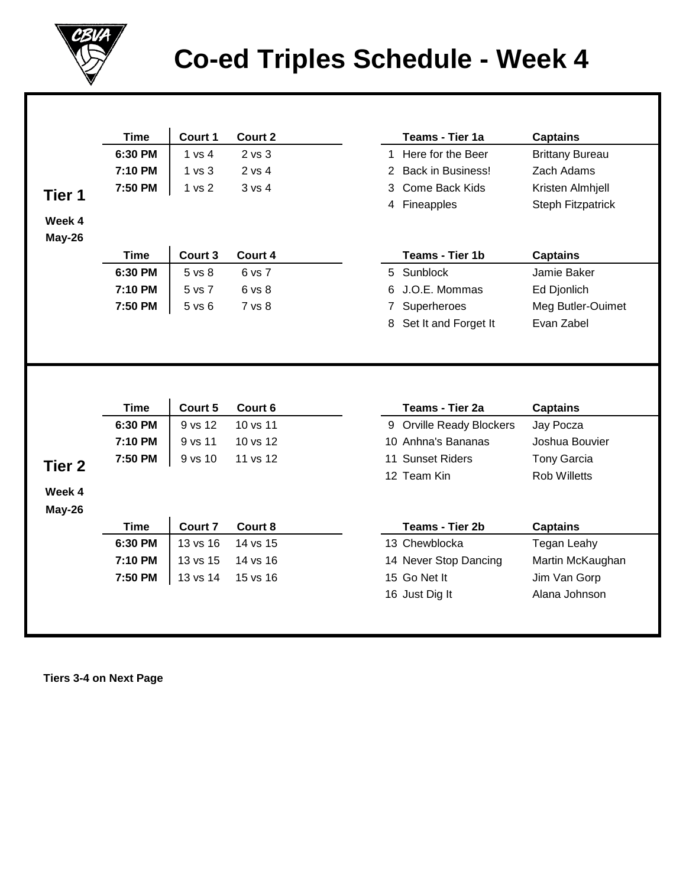# Co-ed Triples Schedule - Week 4

## Tier 1

**Week 4**
**May-26**

| Time | Court 1 | Court 2 |
|---|---|---|
| **6:30 PM** | 1 vs 4 | 2 vs 3 |
| **7:10 PM** | 1 vs 3 | 2 vs 4 |
| **7:50 PM** | 1 vs 2 | 3 vs 4 |

| | Teams - Tier 1a | Captains |
|---|---|---|
| 1 | Here for the Beer | Brittany Bureau |
| 2 | Back in Business! | Zach Adams |
| 3 | Come Back Kids | Kristen Almhjell |
| 4 | Fineapples | Steph Fitzpatrick |

| Time | Court 3 | Court 4 |
|---|---|---|
| **6:30 PM** | 5 vs 8 | 6 vs 7 |
| **7:10 PM** | 5 vs 7 | 6 vs 8 |
| **7:50 PM** | 5 vs 6 | 7 vs 8 |

| | Teams - Tier 1b | Captains |
|---|---|---|
| 5 | Sunblock | Jamie Baker |
| 6 | J.O.E. Mommas | Ed Djonlich |
| 7 | Superheroes | Meg Butler-Ouimet |
| 8 | Set It and Forget It | Evan Zabel |

## Tier 2

**Week 4**
**May-26**

| Time | Court 5 | Court 6 |
|---|---|---|
| **6:30 PM** | 9 vs 12 | 10 vs 11 |
| **7:10 PM** | 9 vs 11 | 10 vs 12 |
| **7:50 PM** | 9 vs 10 | 11 vs 12 |

| | Teams - Tier 2a | Captains |
|---|---|---|
| 9 | Orville Ready Blockers | Jay Pocza |
| 10 | Anhna's Bananas | Joshua Bouvier |
| 11 | Sunset Riders | Tony Garcia |
| 12 | Team Kin | Rob Willetts |

| Time | Court 7 | Court 8 |
|---|---|---|
| **6:30 PM** | 13 vs 16 | 14 vs 15 |
| **7:10 PM** | 13 vs 15 | 14 vs 16 |
| **7:50 PM** | 13 vs 14 | 15 vs 16 |

| | Teams - Tier 2b | Captains |
|---|---|---|
| 13 | Chewblocka | Tegan Leahy |
| 14 | Never Stop Dancing | Martin McKaughan |
| 15 | Go Net It | Jim Van Gorp |
| 16 | Just Dig It | Alana Johnson |

**Tiers 3-4 on Next Page**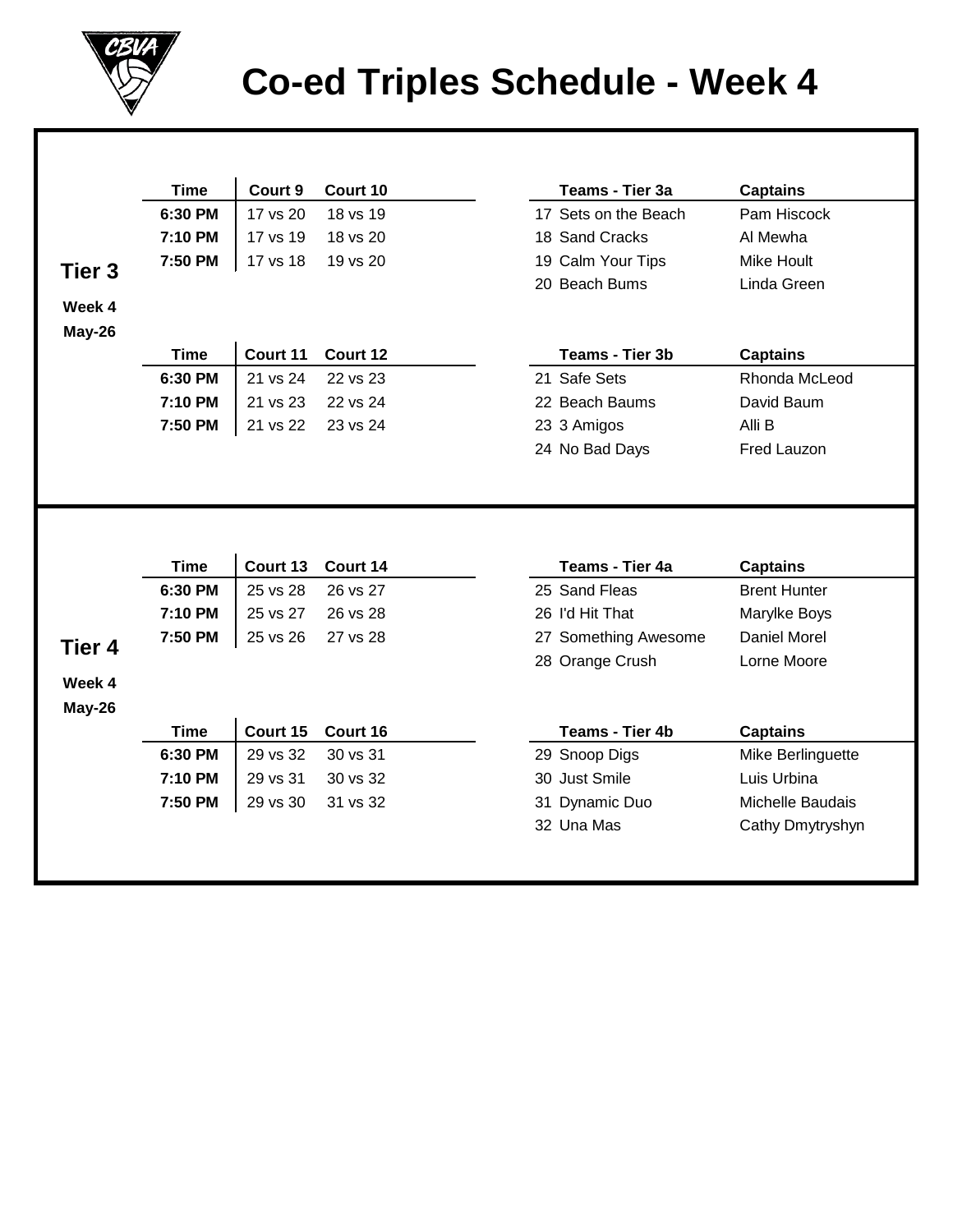# Co-ed Triples Schedule - Week 4

## Tier 3

**Week 4**

**May-26**

| Time | Court 9 | Court 10 |
|---|---|---|
| **6:30 PM** | 17 vs 20 | 18 vs 19 |
| **7:10 PM** | 17 vs 19 | 18 vs 20 |
| **7:50 PM** | 17 vs 18 | 19 vs 20 |

| | Teams - Tier 3a | Captains |
|---|---|---|
| 17 | Sets on the Beach | Pam Hiscock |
| 18 | Sand Cracks | Al Mewha |
| 19 | Calm Your Tips | Mike Hoult |
| 20 | Beach Bums | Linda Green |

| Time | Court 11 | Court 12 |
|---|---|---|
| **6:30 PM** | 21 vs 24 | 22 vs 23 |
| **7:10 PM** | 21 vs 23 | 22 vs 24 |
| **7:50 PM** | 21 vs 22 | 23 vs 24 |

| | Teams - Tier 3b | Captains |
|---|---|---|
| 21 | Safe Sets | Rhonda McLeod |
| 22 | Beach Baums | David Baum |
| 23 | 3 Amigos | Alli B |
| 24 | No Bad Days | Fred Lauzon |

## Tier 4

**Week 4**

**May-26**

| Time | Court 13 | Court 14 |
|---|---|---|
| **6:30 PM** | 25 vs 28 | 26 vs 27 |
| **7:10 PM** | 25 vs 27 | 26 vs 28 |
| **7:50 PM** | 25 vs 26 | 27 vs 28 |

| | Teams - Tier 4a | Captains |
|---|---|---|
| 25 | Sand Fleas | Brent Hunter |
| 26 | I'd Hit That | Marylke Boys |
| 27 | Something Awesome | Daniel Morel |
| 28 | Orange Crush | Lorne Moore |

| Time | Court 15 | Court 16 |
|---|---|---|
| **6:30 PM** | 29 vs 32 | 30 vs 31 |
| **7:10 PM** | 29 vs 31 | 30 vs 32 |
| **7:50 PM** | 29 vs 30 | 31 vs 32 |

| | Teams - Tier 4b | Captains |
|---|---|---|
| 29 | Snoop Digs | Mike Berlinguette |
| 30 | Just Smile | Luis Urbina |
| 31 | Dynamic Duo | Michelle Baudais |
| 32 | Una Mas | Cathy Dmytryshyn |